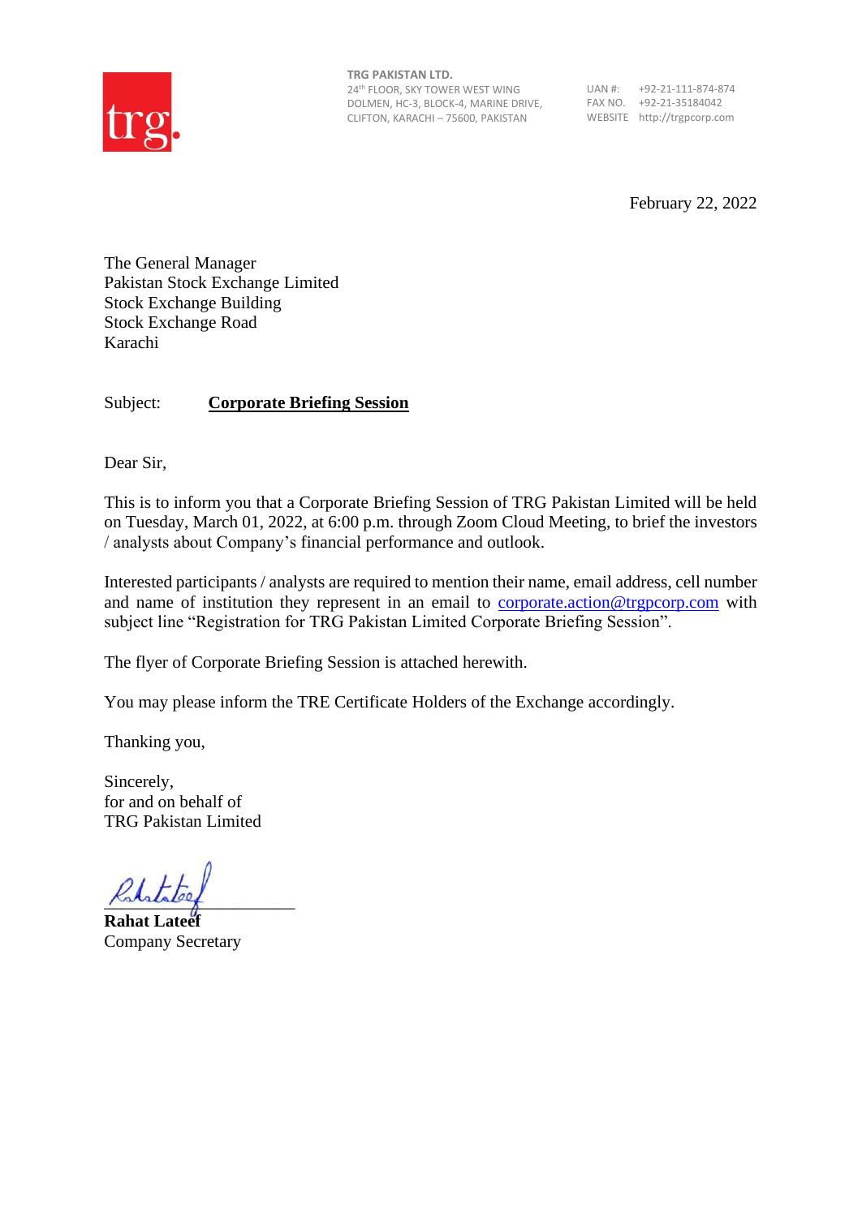**TRG PAKISTAN LTD.**
24th FLOOR, SKY TOWER WEST WING
DOLMEN, HC-3, BLOCK-4, MARINE DRIVE,
CLIFTON, KARACHI – 75600, PAKISTAN

UAN #: +92-21-111-874-874
FAX NO. +92-21-35184042
WEBSITE http://trgpcorp.com

February 22, 2022

The General Manager
Pakistan Stock Exchange Limited
Stock Exchange Building
Stock Exchange Road
Karachi

Subject: **Corporate Briefing Session**

Dear Sir,

This is to inform you that a Corporate Briefing Session of TRG Pakistan Limited will be held on Tuesday, March 01, 2022, at 6:00 p.m. through Zoom Cloud Meeting, to brief the investors / analysts about Company's financial performance and outlook.

Interested participants / analysts are required to mention their name, email address, cell number and name of institution they represent in an email to corporate.action@trgpcorp.com with subject line "Registration for TRG Pakistan Limited Corporate Briefing Session".

The flyer of Corporate Briefing Session is attached herewith.

You may please inform the TRE Certificate Holders of the Exchange accordingly.

Thanking you,

Sincerely,
for and on behalf of
TRG Pakistan Limited

**Rahat Lateef**
Company Secretary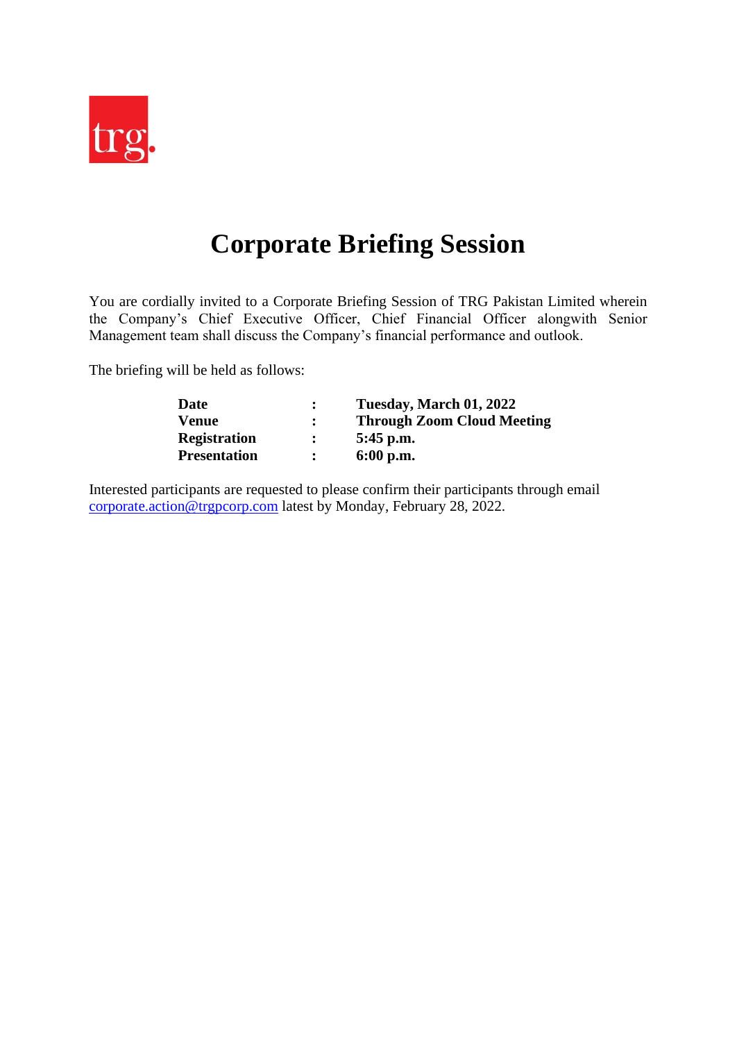trg.

# Corporate Briefing Session

You are cordially invited to a Corporate Briefing Session of TRG Pakistan Limited wherein the Company's Chief Executive Officer, Chief Financial Officer alongwith Senior Management team shall discuss the Company's financial performance and outlook.

The briefing will be held as follows:

| | | |
|---|---|---|
| **Date** | **:** | **Tuesday, March 01, 2022** |
| **Venue** | **:** | **Through Zoom Cloud Meeting** |
| **Registration** | **:** | **5:45 p.m.** |
| **Presentation** | **:** | **6:00 p.m.** |

Interested participants are requested to please confirm their participants through email corporate.action@trgpcorp.com latest by Monday, February 28, 2022.